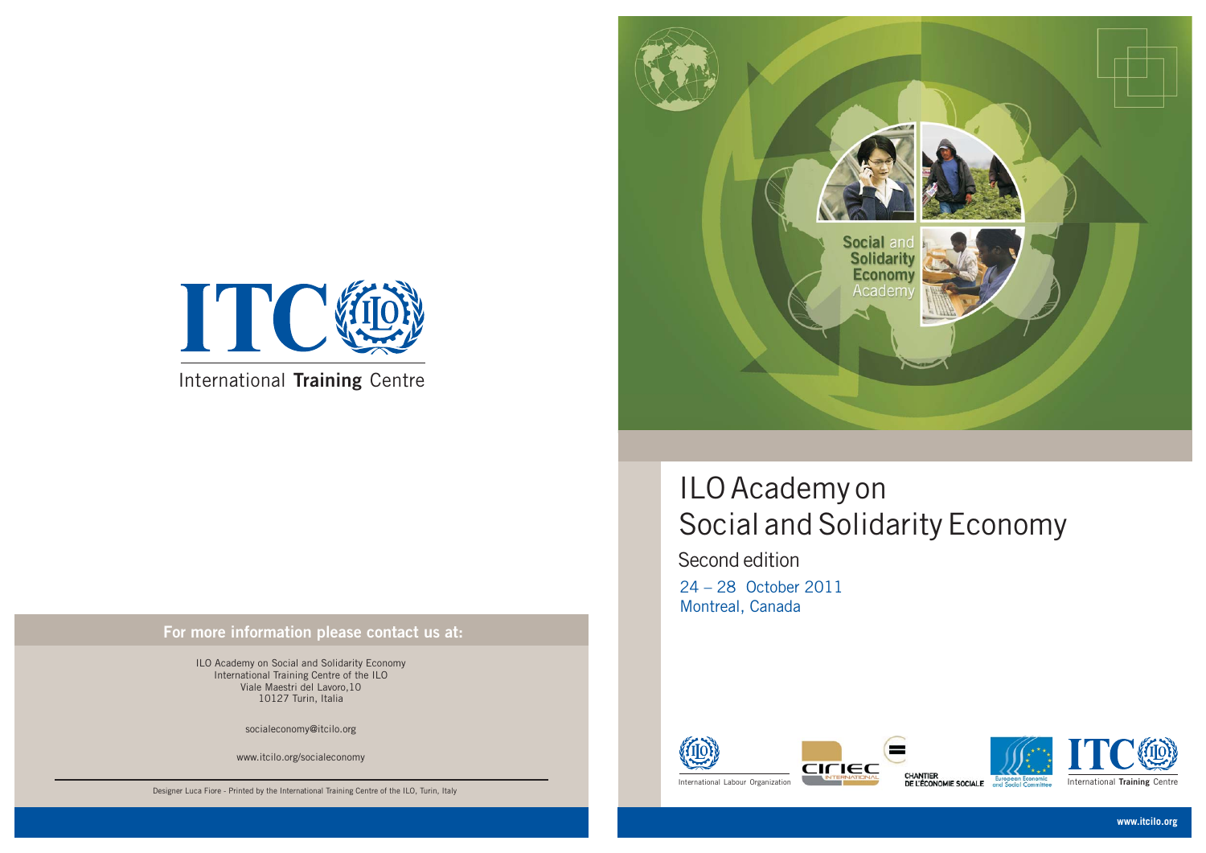ITC

International **Training** Centre

**For more information please contact us at:**

ILO Academy on Social and Solidarity Economy
International Training Centre of the ILO
Viale Maestri del Lavoro,10
10127 Turin, Italia

socialeconomy@itcilo.org

www.itcilo.org/socialeconomy

Designer Luca Fiore - Printed by the International Training Centre of the ILO, Turin, Italy

Social and Solidarity Economy Academy

# ILO Academy on Social and Solidarity Economy

## Second edition

24 – 28 October 2011
Montreal, Canada

International Labour Organization

CIRIEC INTERNATIONAL

CHANTIER DE L'ÉCONOMIE SOCIALE

European Economic and Social Committee

ITC International **Training** Centre

**www.itcilo.org**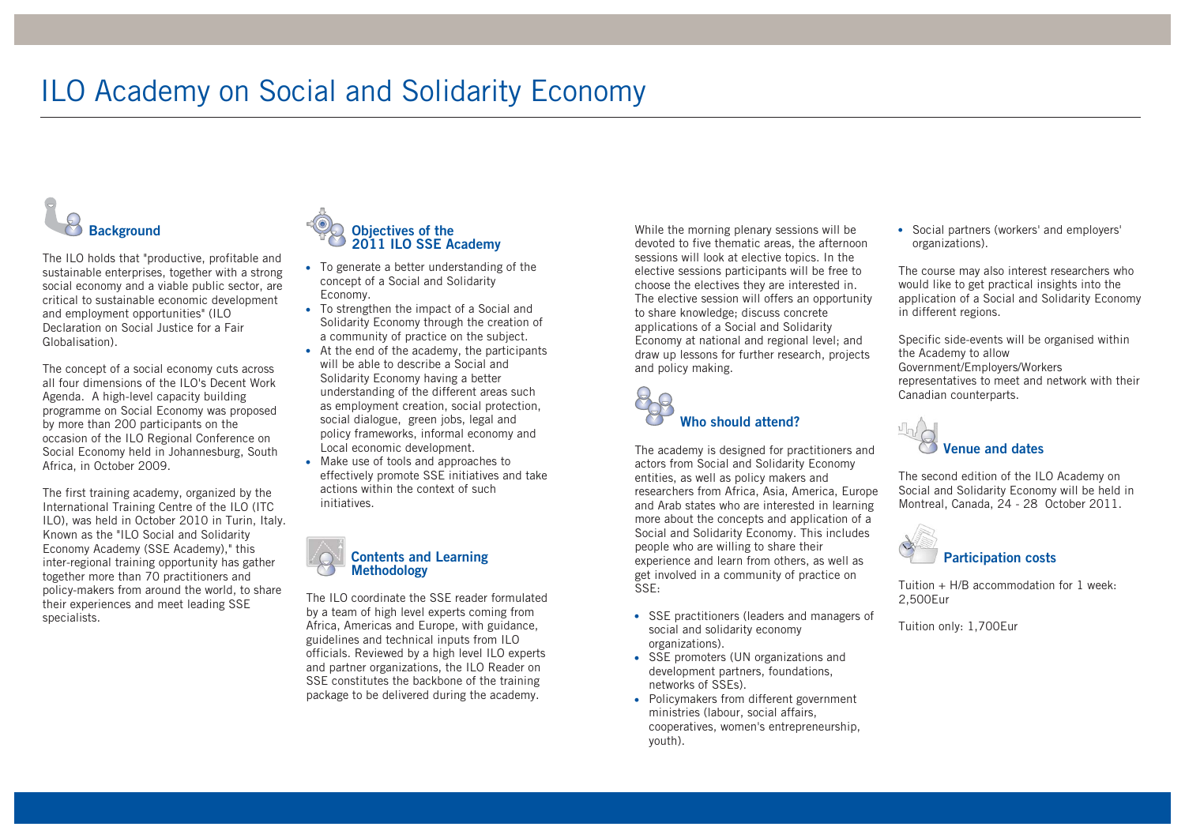# ILO Academy on Social and Solidarity Economy

## Background

The ILO holds that "productive, profitable and sustainable enterprises, together with a strong social economy and a viable public sector, are critical to sustainable economic development and employment opportunities" (ILO Declaration on Social Justice for a Fair Globalisation).

The concept of a social economy cuts across all four dimensions of the ILO's Decent Work Agenda. A high-level capacity building programme on Social Economy was proposed by more than 200 participants on the occasion of the ILO Regional Conference on Social Economy held in Johannesburg, South Africa, in October 2009.

The first training academy, organized by the International Training Centre of the ILO (ITC ILO), was held in October 2010 in Turin, Italy. Known as the "ILO Social and Solidarity Economy Academy (SSE Academy)," this inter-regional training opportunity has gather together more than 70 practitioners and policy-makers from around the world, to share their experiences and meet leading SSE specialists.

## Objectives of the 2011 ILO SSE Academy

- To generate a better understanding of the concept of a Social and Solidarity Economy.
- To strengthen the impact of a Social and Solidarity Economy through the creation of a community of practice on the subject.
- At the end of the academy, the participants will be able to describe a Social and Solidarity Economy having a better understanding of the different areas such as employment creation, social protection, social dialogue, green jobs, legal and policy frameworks, informal economy and Local economic development.
- Make use of tools and approaches to effectively promote SSE initiatives and take actions within the context of such initiatives.

## Contents and Learning Methodology

The ILO coordinate the SSE reader formulated by a team of high level experts coming from Africa, Americas and Europe, with guidance, guidelines and technical inputs from ILO officials. Reviewed by a high level ILO experts and partner organizations, the ILO Reader on SSE constitutes the backbone of the training package to be delivered during the academy.

While the morning plenary sessions will be devoted to five thematic areas, the afternoon sessions will look at elective topics. In the elective sessions participants will be free to choose the electives they are interested in. The elective session will offers an opportunity to share knowledge; discuss concrete applications of a Social and Solidarity Economy at national and regional level; and draw up lessons for further research, projects and policy making.

## Who should attend?

The academy is designed for practitioners and actors from Social and Solidarity Economy entities, as well as policy makers and researchers from Africa, Asia, America, Europe and Arab states who are interested in learning more about the concepts and application of a Social and Solidarity Economy. This includes people who are willing to share their experience and learn from others, as well as get involved in a community of practice on SSE:

- SSE practitioners (leaders and managers of social and solidarity economy organizations).
- SSE promoters (UN organizations and development partners, foundations, networks of SSEs).
- Policymakers from different government ministries (labour, social affairs, cooperatives, women's entrepreneurship, youth).
- Social partners (workers' and employers' organizations).

The course may also interest researchers who would like to get practical insights into the application of a Social and Solidarity Economy in different regions.

Specific side-events will be organised within the Academy to allow Government/Employers/Workers representatives to meet and network with their Canadian counterparts.

## Venue and dates

The second edition of the ILO Academy on Social and Solidarity Economy will be held in Montreal, Canada, 24 - 28 October 2011.

## Participation costs

Tuition + H/B accommodation for 1 week: 2,500Eur

Tuition only: 1,700Eur